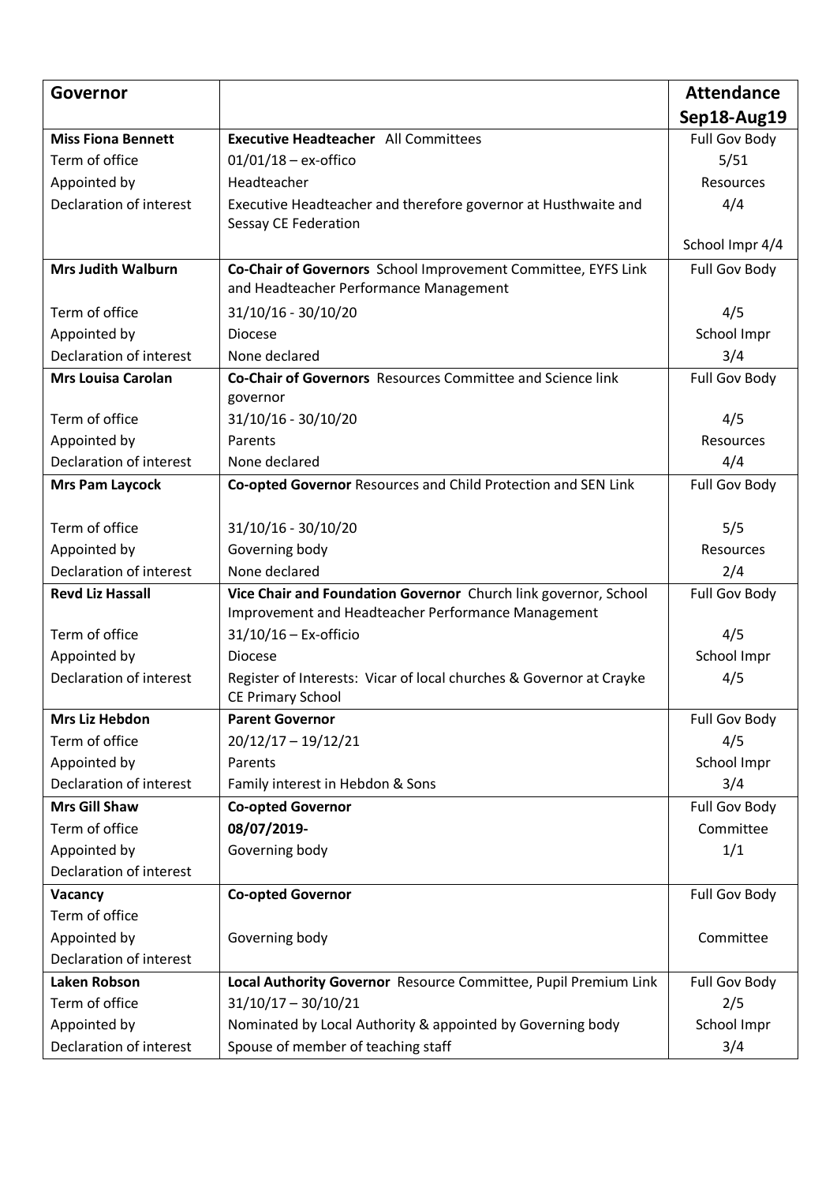| Governor | | Attendance Sep18-Aug19 |
|---|---|---|
| **Miss Fiona Bennett** | **Executive Headteacher** All Committees | Full Gov Body |
| Term of office | 01/01/18 – ex-offico | 5/51 |
| Appointed by | Headteacher | Resources |
| Declaration of interest | Executive Headteacher and therefore governor at Husthwaite and Sessay CE Federation | 4/4 |
| | | School Impr 4/4 |
| **Mrs Judith Walburn** | **Co-Chair of Governors** School Improvement Committee, EYFS Link and Headteacher Performance Management | Full Gov Body |
| Term of office | 31/10/16 - 30/10/20 | 4/5 |
| Appointed by | Diocese | School Impr |
| Declaration of interest | None declared | 3/4 |
| **Mrs Louisa Carolan** | **Co-Chair of Governors** Resources Committee and Science link governor | Full Gov Body |
| Term of office | 31/10/16 - 30/10/20 | 4/5 |
| Appointed by | Parents | Resources |
| Declaration of interest | None declared | 4/4 |
| **Mrs Pam Laycock** | **Co-opted Governor** Resources and Child Protection and SEN Link | Full Gov Body |
| Term of office | 31/10/16 - 30/10/20 | 5/5 |
| Appointed by | Governing body | Resources |
| Declaration of interest | None declared | 2/4 |
| **Revd Liz Hassall** | **Vice Chair and Foundation Governor** Church link governor, School Improvement and Headteacher Performance Management | Full Gov Body |
| Term of office | 31/10/16 – Ex-officio | 4/5 |
| Appointed by | Diocese | School Impr |
| Declaration of interest | Register of Interests: Vicar of local churches & Governor at Crayke CE Primary School | 4/5 |
| **Mrs Liz Hebdon** | **Parent Governor** | Full Gov Body |
| Term of office | 20/12/17 – 19/12/21 | 4/5 |
| Appointed by | Parents | School Impr |
| Declaration of interest | Family interest in Hebdon & Sons | 3/4 |
| **Mrs Gill Shaw** | **Co-opted Governor** | Full Gov Body |
| Term of office | **08/07/2019-** | Committee |
| Appointed by | Governing body | 1/1 |
| Declaration of interest | | |
| **Vacancy** | **Co-opted Governor** | Full Gov Body |
| Term of office | | |
| Appointed by | Governing body | Committee |
| Declaration of interest | | |
| **Laken Robson** | **Local Authority Governor** Resource Committee, Pupil Premium Link | Full Gov Body |
| Term of office | 31/10/17 – 30/10/21 | 2/5 |
| Appointed by | Nominated by Local Authority & appointed by Governing body | School Impr |
| Declaration of interest | Spouse of member of teaching staff | 3/4 |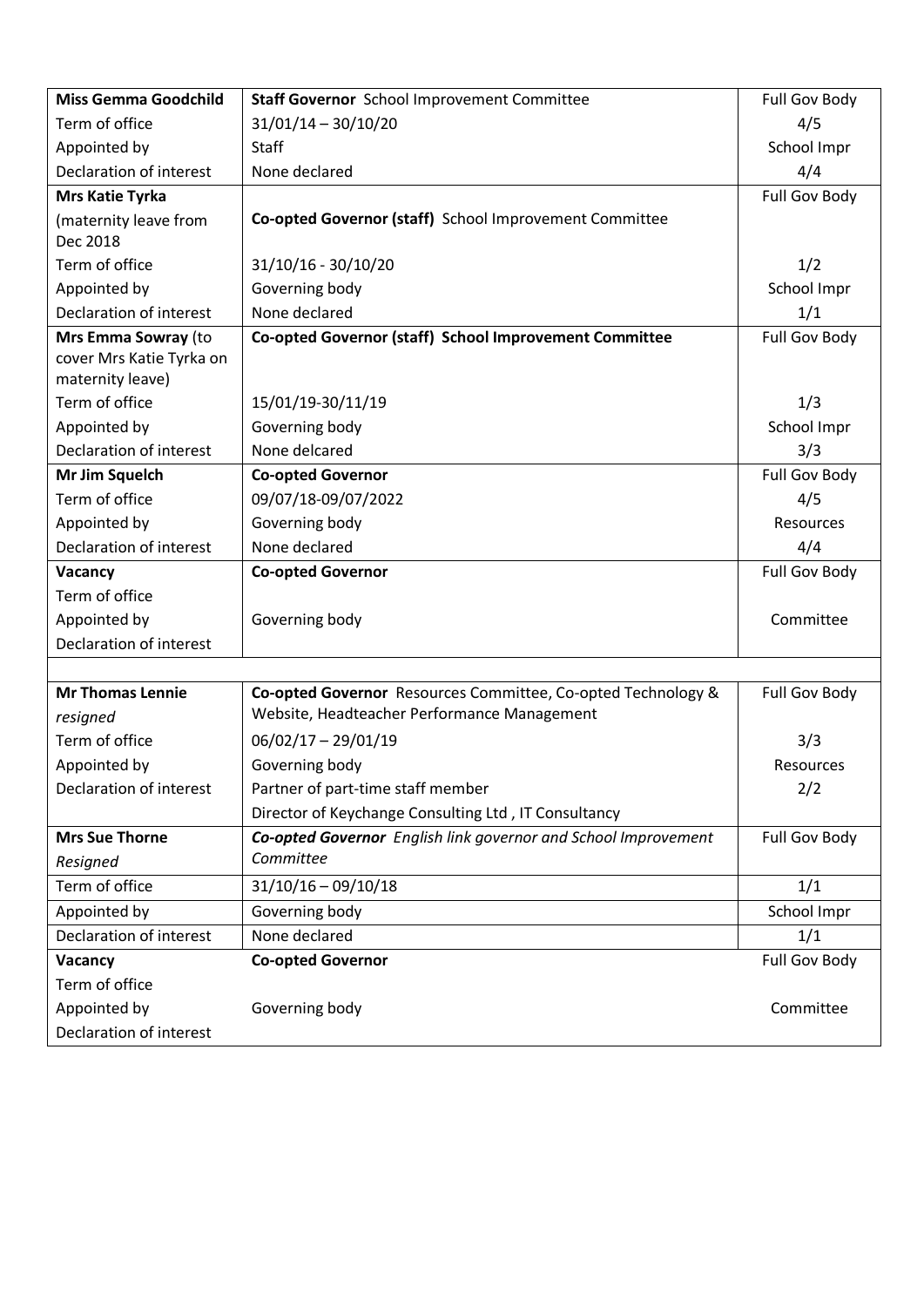| | | |
|---|---|---|
| **Miss Gemma Goodchild** | **Staff Governor** School Improvement Committee | Full Gov Body |
| Term of office | 31/01/14 – 30/10/20 | 4/5 |
| Appointed by | Staff | School Impr |
| Declaration of interest | None declared | 4/4 |
| **Mrs Katie Tyrka** (maternity leave from Dec 2018 | **Co-opted Governor (staff)** School Improvement Committee | Full Gov Body |
| Term of office | 31/10/16 - 30/10/20 | 1/2 |
| Appointed by | Governing body | School Impr |
| Declaration of interest | None declared | 1/1 |
| **Mrs Emma Sowray** (to cover Mrs Katie Tyrka on maternity leave) | **Co-opted Governor (staff) School Improvement Committee** | Full Gov Body |
| Term of office | 15/01/19-30/11/19 | 1/3 |
| Appointed by | Governing body | School Impr |
| Declaration of interest | None delcared | 3/3 |
| **Mr Jim Squelch** | **Co-opted Governor** | Full Gov Body |
| Term of office | 09/07/18-09/07/2022 | 4/5 |
| Appointed by | Governing body | Resources |
| Declaration of interest | None declared | 4/4 |
| **Vacancy** | **Co-opted Governor** | Full Gov Body |
| Term of office | | |
| Appointed by | Governing body | Committee |
| Declaration of interest | | |
| | | |
| **Mr Thomas Lennie** *resigned* | **Co-opted Governor** Resources Committee, Co-opted Technology & Website, Headteacher Performance Management | Full Gov Body |
| Term of office | 06/02/17 – 29/01/19 | 3/3 |
| Appointed by | Governing body | Resources |
| Declaration of interest | Partner of part-time staff member | 2/2 |
| | Director of Keychange Consulting Ltd , IT Consultancy | |
| **Mrs Sue Thorne** *Resigned* | ***Co-opted Governor*** *English link governor and School Improvement Committee* | Full Gov Body |
| Term of office | 31/10/16 – 09/10/18 | 1/1 |
| Appointed by | Governing body | School Impr |
| Declaration of interest | None declared | 1/1 |
| **Vacancy** | **Co-opted Governor** | Full Gov Body |
| Term of office | | |
| Appointed by | Governing body | Committee |
| Declaration of interest | | |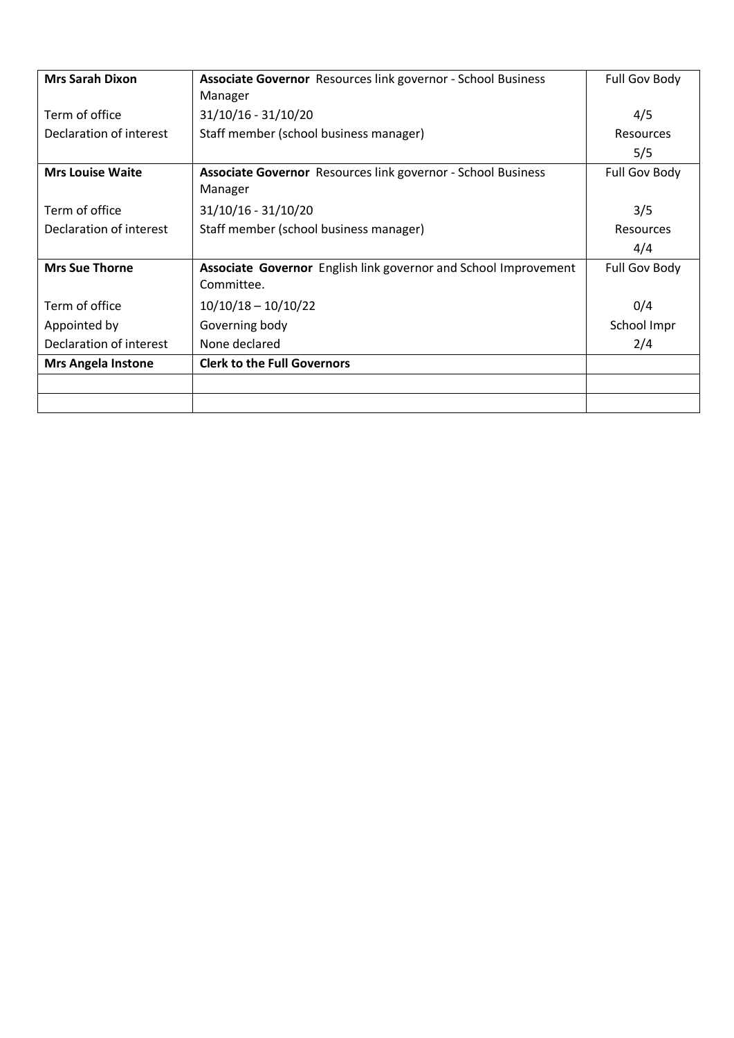| | | |
|---|---|---|
| **Mrs Sarah Dixon** | **Associate Governor** Resources link governor - School Business Manager | Full Gov Body |
| Term of office | 31/10/16 - 31/10/20 | 4/5 |
| Declaration of interest | Staff member (school business manager) | Resources<br>5/5 |
| **Mrs Louise Waite** | **Associate Governor** Resources link governor - School Business Manager | Full Gov Body |
| Term of office | 31/10/16 - 31/10/20 | 3/5 |
| Declaration of interest | Staff member (school business manager) | Resources<br>4/4 |
| **Mrs Sue Thorne** | **Associate Governor** English link governor and School Improvement Committee. | Full Gov Body |
| Term of office | 10/10/18 – 10/10/22 | 0/4 |
| Appointed by | Governing body | School Impr |
| Declaration of interest | None declared | 2/4 |
| **Mrs Angela Instone** | **Clerk to the Full Governors** | |
| | | |
| | | |